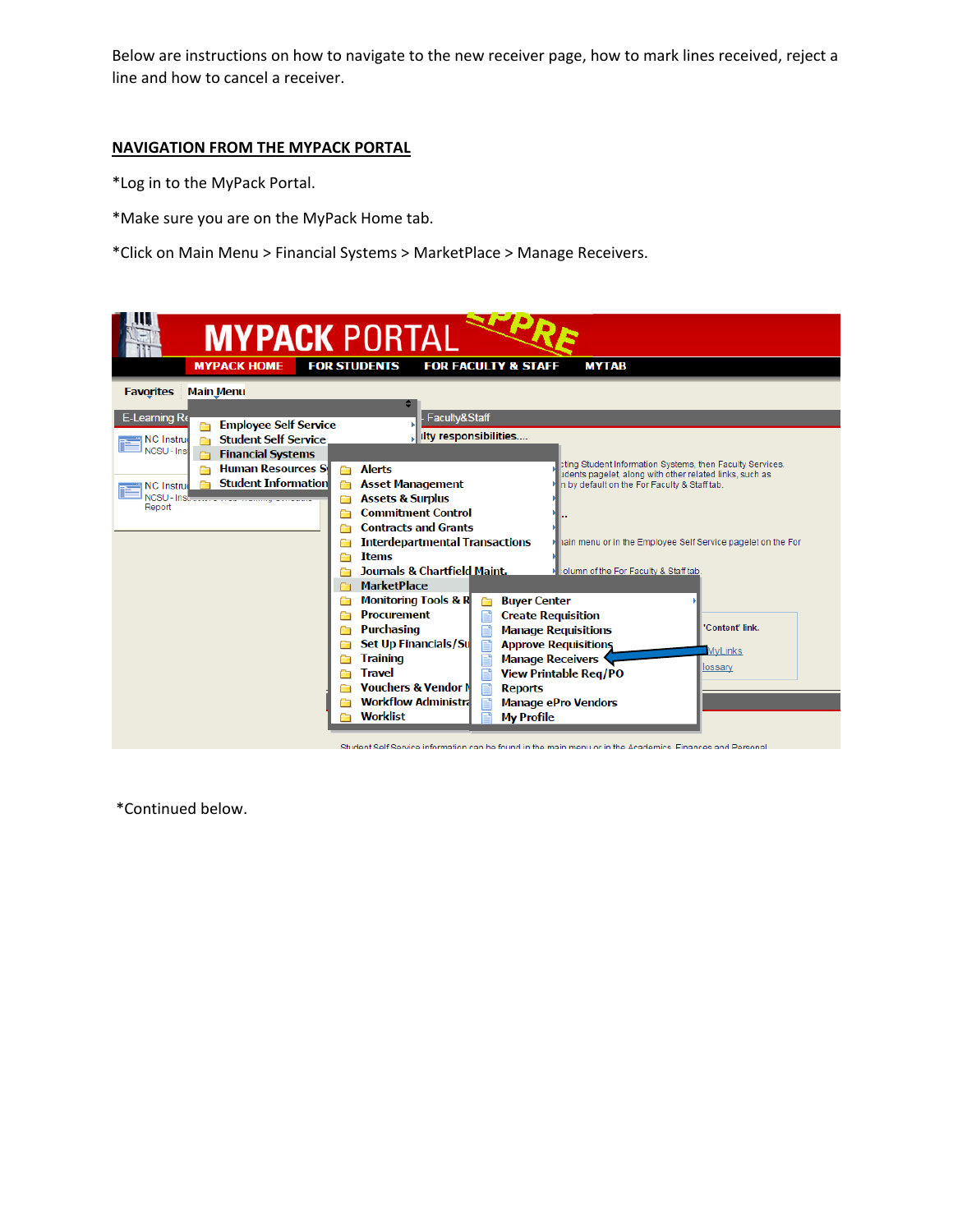Below are instructions on how to navigate to the new receiver page, how to mark lines received, reject a line and how to cancel a receiver.

## NAVIGATION FROM THE MYPACK PORTAL

*Log in to the MyPack Portal.

*Make sure you are on the MyPack Home tab.

*Click on Main Menu > Financial Systems > MarketPlace > Manage Receivers.

*Continued below.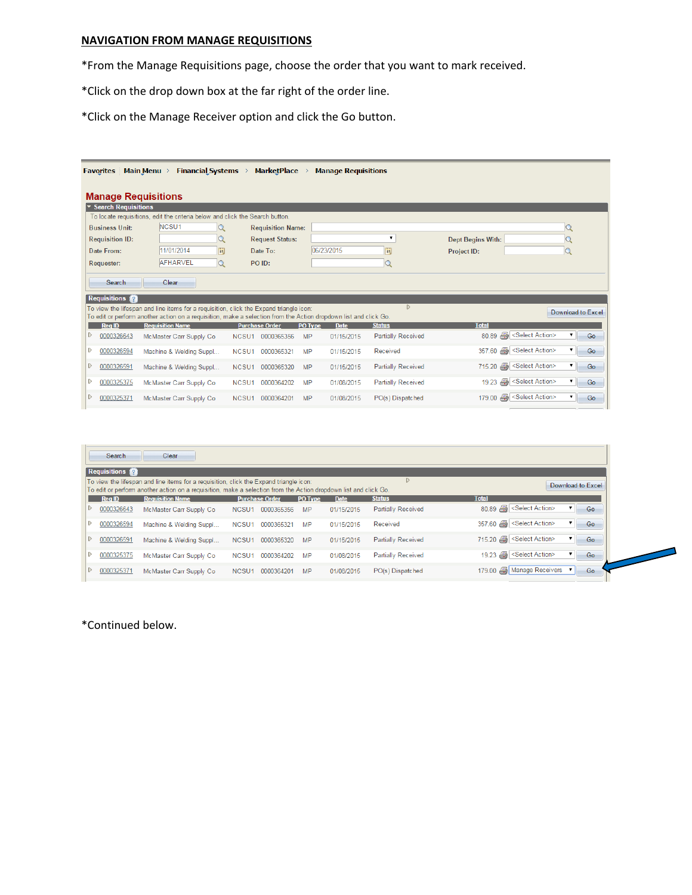## NAVIGATION FROM MANAGE REQUISITIONS

*From the Manage Requisitions page, choose the order that you want to mark received.

*Click on the drop down box at the far right of the order line.

*Click on the Manage Receiver option and click the Go button.

Favorites | Main Menu > Financial Systems > MarketPlace > Manage Requisitions

### Manage Requisitions

**Search Requisitions**

To locate requisitions, edit the criteria below and click the Search button.

| | | | | | |
|---|---|---|---|---|---|
| Business Unit: | NCSU1 | Requisition Name: | | | |
| Requisition ID: | | Request Status: | | Dept Begins With: | |
| Date From: | 11/01/2014 | Date To: | 06/23/2015 | Project ID: | |
| Requester: | AFHARVEL | PO ID: | | | |

Search | Clear

**Requisitions**

To view the lifespan and line items for a requisition, click the Expand triangle icon.
To edit or perform another action on a requisition, make a selection from the Action dropdown list and click Go.

Download to Excel

| Req ID | Requisition Name | Purchase Order | | PO Type | Date | Status | Total | | |
|---|---|---|---|---|---|---|---|---|---|
| 0000326643 | McMaster Carr Supply Co | NCSU1 | 0000365356 | MP | 01/15/2015 | Partially Received | 80.89 | <Select Action> | Go |
| 0000326594 | Machine & Welding Suppl... | NCSU1 | 0000365321 | MP | 01/15/2015 | Received | 357.60 | <Select Action> | Go |
| 0000326591 | Machine & Welding Suppl... | NCSU1 | 0000365320 | MP | 01/15/2015 | Partially Received | 715.20 | <Select Action> | Go |
| 0000325375 | McMaster Carr Supply Co | NCSU1 | 0000364202 | MP | 01/08/2015 | Partially Received | 19.23 | <Select Action> | Go |
| 0000325371 | McMaster Carr Supply Co | NCSU1 | 0000364201 | MP | 01/08/2015 | PO(s) Dispatched | 179.00 | <Select Action> | Go |

Search | Clear

**Requisitions**

To view the lifespan and line items for a requisition, click the Expand triangle icon.
To edit or perform another action on a requisition, make a selection from the Action dropdown list and click Go.

Download to Excel

| Req ID | Requisition Name | Purchase Order | | PO Type | Date | Status | Total | | |
|---|---|---|---|---|---|---|---|---|---|
| 0000326643 | McMaster Carr Supply Co | NCSU1 | 0000365356 | MP | 01/15/2015 | Partially Received | 80.89 | <Select Action> | Go |
| 0000326594 | Machine & Welding Suppl... | NCSU1 | 0000365321 | MP | 01/15/2015 | Received | 357.60 | <Select Action> | Go |
| 0000326591 | Machine & Welding Suppl... | NCSU1 | 0000365320 | MP | 01/15/2015 | Partially Received | 715.20 | <Select Action> | Go |
| 0000325375 | McMaster Carr Supply Co | NCSU1 | 0000364202 | MP | 01/08/2015 | Partially Received | 19.23 | <Select Action> | Go |
| 0000325371 | McMaster Carr Supply Co | NCSU1 | 0000364201 | MP | 01/08/2015 | PO(s) Dispatched | 179.00 | Manage Receivers | Go |

*Continued below.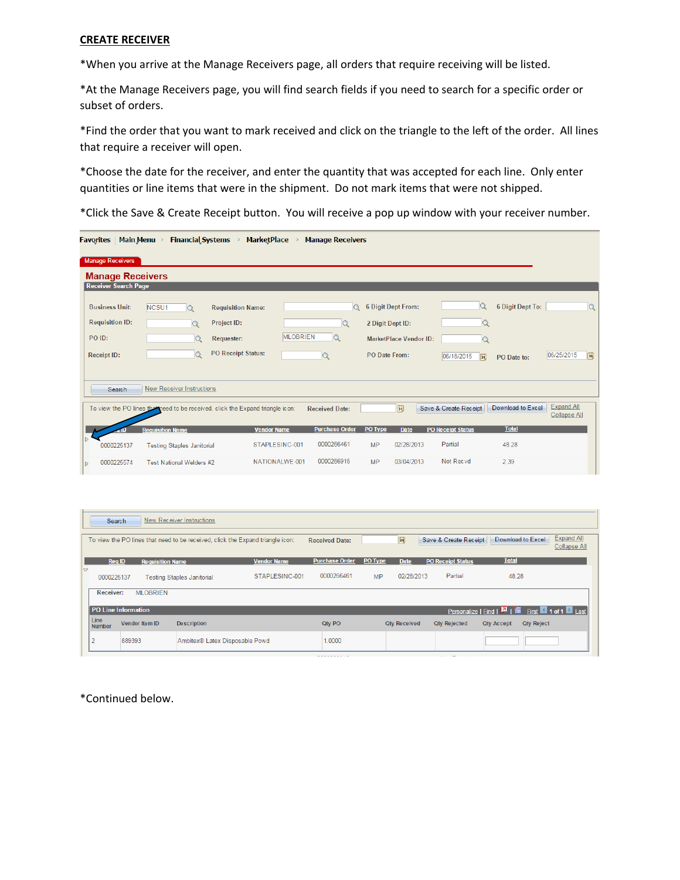## CREATE RECEIVER

*When you arrive at the Manage Receivers page, all orders that require receiving will be listed.

*At the Manage Receivers page, you will find search fields if you need to search for a specific order or subset of orders.

*Find the order that you want to mark received and click on the triangle to the left of the order. All lines that require a receiver will open.

*Choose the date for the receiver, and enter the quantity that was accepted for each line. Only enter quantities or line items that were in the shipment. Do not mark items that were not shipped.

*Click the Save & Create Receipt button. You will receive a pop up window with your receiver number.

Favorites Main Menu > Financial Systems > MarketPlace > Manage Receivers

Manage Receivers

**Manage Receivers**

Receiver Search Page

| | | | | | | | |
|---|---|---|---|---|---|---|---|
| Business Unit: | NCSU1 | Requisition Name: | | 6 Digit Dept From: | | 6 Digit Dept To: | |
| Requisition ID: | | Project ID: | | 2 Digit Dept ID: | | | |
| PO ID: | | Requester: | MLOBRIEN | MarketPlace Vendor ID: | | | |
| Receipt ID: | | PO Receipt Status: | | PO Date From: | 06/18/2015 | PO Date to: | 06/25/2015 |

Search | New Receiver Instructions

To view the PO lines that need to be received, click the Expand triangle icon: Received Date: | Save & Create Receipt | Download to Excel | Expand All | Collapse All

| Req ID | Requisition Name | Vendor Name | Purchase Order | PO Type | Date | PO Receipt Status | Total |
|---|---|---|---|---|---|---|---|
| 0000225137 | Testing Staples Janitorial | STAPLESINC-001 | 0000266461 | MP | 02/28/2013 | Partial | 48.28 |
| 0000225574 | Test National Welders #2 | NATIONALWE-001 | 0000266916 | MP | 03/04/2013 | Not Recvd | 2.39 |

Search | New Receiver Instructions

To view the PO lines that need to be received, click the Expand triangle icon: Received Date: | Save & Create Receipt | Download to Excel | Expand All | Collapse All

| Req ID | Requisition Name | Vendor Name | Purchase Order | PO Type | Date | PO Receipt Status | Total |
|---|---|---|---|---|---|---|---|
| 0000225137 | Testing Staples Janitorial | STAPLESINC-001 | 0000266461 | MP | 02/28/2013 | Partial | 48.28 |

Receiver: MLOBRIEN

PO Line Information — Personalize | Find | First 1 of 1 Last

| Line Number | Vendor Item ID | Description | Qty PO | Qty Received | Qty Rejected | Qty Accept | Qty Reject |
|---|---|---|---|---|---|---|---|
| 2 | 889393 | Ambitex® Latex Disposable Powd | 1.0000 | | | | |

*Continued below.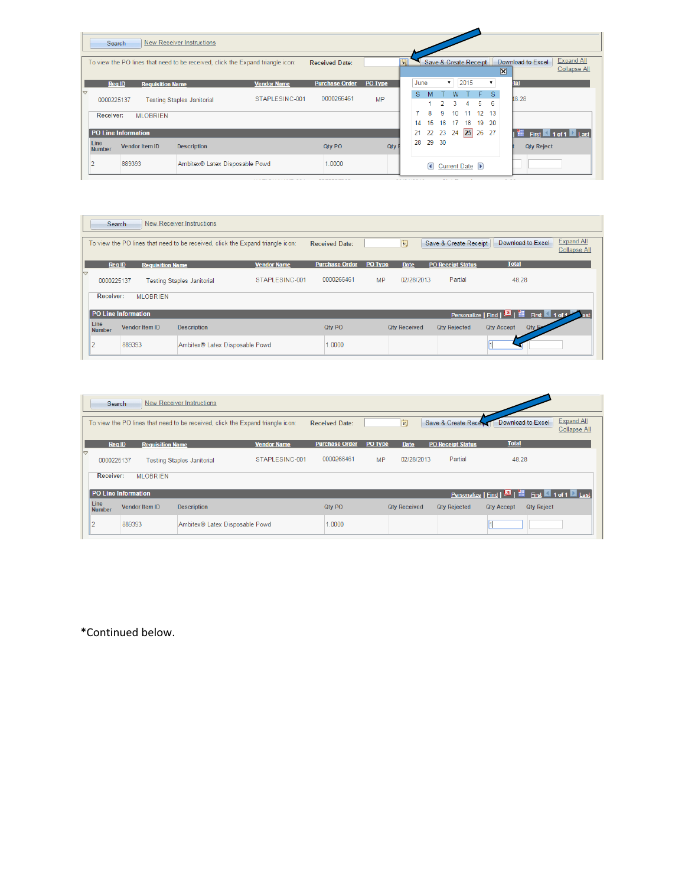Search New Receiver Instructions

To view the PO lines that need to be received, click the Expand triangle icon: Received Date: Save & Create Receipt Download to Excel Expand All Collapse All

| Req ID | Requisition Name | Vendor Name | Purchase Order | PO Type |
|---|---|---|---|---|
| 0000225137 | Testing Staples Janitorial | STAPLESINC-001 | 0000266461 | MP |

Receiver: MLOBRIEN

PO Line Information

| Line Number | Vendor Item ID | Description | Qty PO | Qty Reject |
|---|---|---|---|---|
| 2 | 889393 | Ambitex® Latex Disposable Powd | 1.0000 | |

June 2015

| S | M | T | W | T | F | S |
|---|---|---|---|---|---|---|
| | 1 | 2 | 3 | 4 | 5 | 6 |
| 7 | 8 | 9 | 10 | 11 | 12 | 13 |
| 14 | 15 | 16 | 17 | 18 | 19 | 20 |
| 21 | 22 | 23 | 24 | 25 | 26 | 27 |
| 28 | 29 | 30 | | | | |

Current Date

Search New Receiver Instructions

To view the PO lines that need to be received, click the Expand triangle icon: Received Date: Save & Create Receipt Download to Excel Expand All Collapse All

| Req ID | Requisition Name | Vendor Name | Purchase Order | PO Type | Date | PO Receipt Status | Total |
|---|---|---|---|---|---|---|---|
| 0000225137 | Testing Staples Janitorial | STAPLESINC-001 | 0000266461 | MP | 02/28/2013 | Partial | 48.28 |

Receiver: MLOBRIEN

PO Line Information — Personalize | Find | First 1 of 1 Last

| Line Number | Vendor Item ID | Description | Qty PO | Qty Received | Qty Rejected | Qty Accept | Qty Reject |
|---|---|---|---|---|---|---|---|
| 2 | 889393 | Ambitex® Latex Disposable Powd | 1.0000 | | | 1 | |

Search New Receiver Instructions

To view the PO lines that need to be received, click the Expand triangle icon: Received Date: Save & Create Receipt Download to Excel Expand All Collapse All

| Req ID | Requisition Name | Vendor Name | Purchase Order | PO Type | Date | PO Receipt Status | Total |
|---|---|---|---|---|---|---|---|
| 0000225137 | Testing Staples Janitorial | STAPLESINC-001 | 0000266461 | MP | 02/28/2013 | Partial | 48.28 |

Receiver: MLOBRIEN

PO Line Information — Personalize | Find | First 1 of 1 Last

| Line Number | Vendor Item ID | Description | Qty PO | Qty Received | Qty Rejected | Qty Accept | Qty Reject |
|---|---|---|---|---|---|---|---|
| 2 | 889393 | Ambitex® Latex Disposable Powd | 1.0000 | | | 1 | |

*Continued below.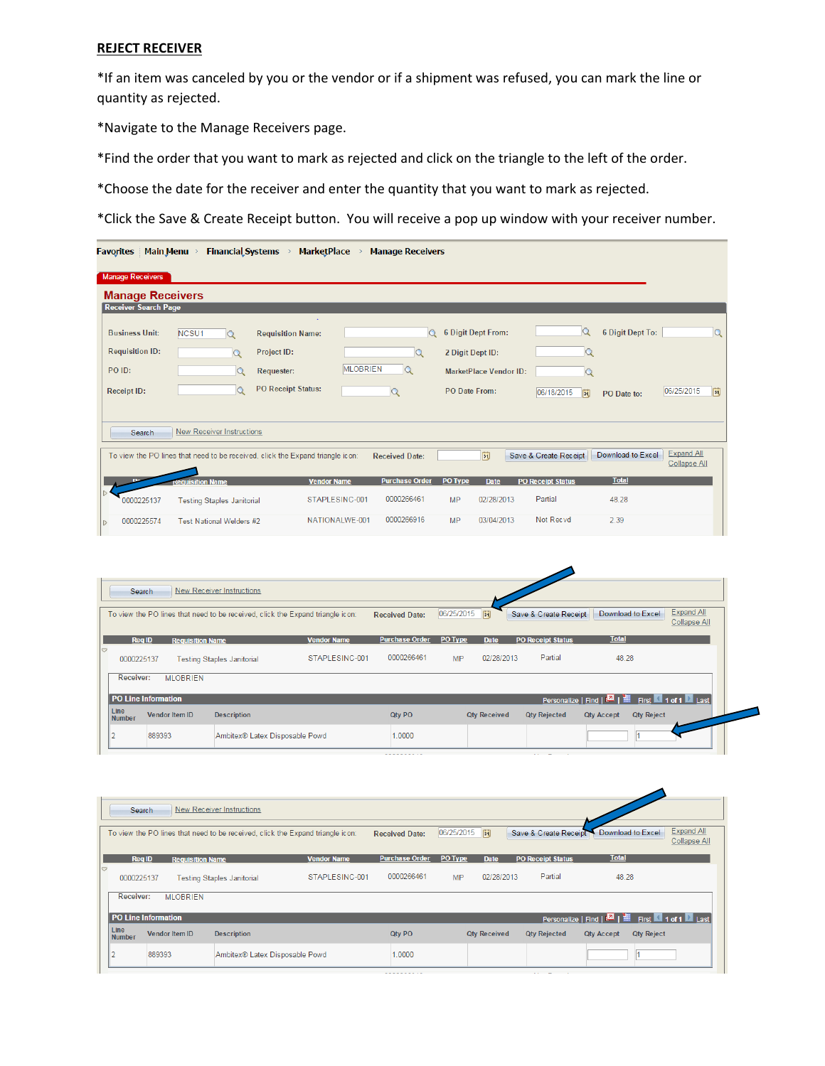**REJECT RECEIVER**

*If an item was canceled by you or the vendor or if a shipment was refused, you can mark the line or quantity as rejected.

*Navigate to the Manage Receivers page.

*Find the order that you want to mark as rejected and click on the triangle to the left of the order.

*Choose the date for the receiver and enter the quantity that you want to mark as rejected.

*Click the Save & Create Receipt button. You will receive a pop up window with your receiver number.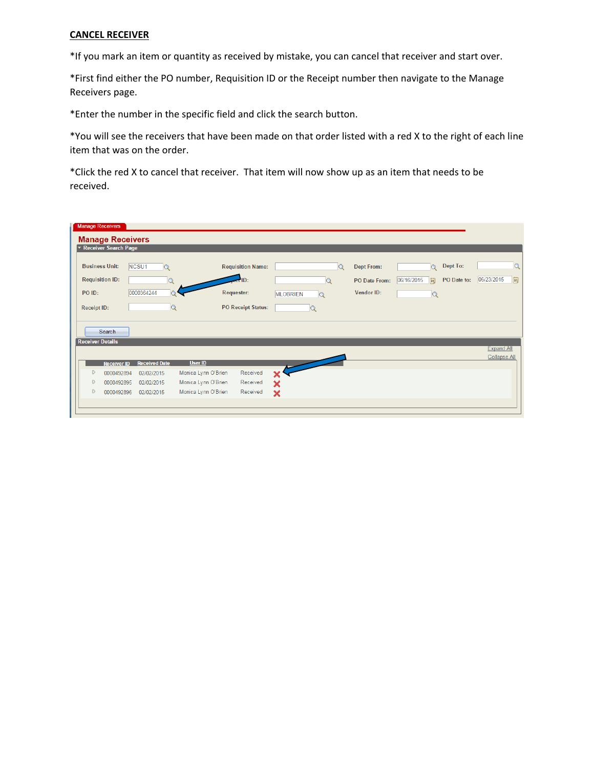**CANCEL RECEIVER**

*If you mark an item or quantity as received by mistake, you can cancel that receiver and start over.

*First find either the PO number, Requisition ID or the Receipt number then navigate to the Manage Receivers page.

*Enter the number in the specific field and click the search button.

*You will see the receivers that have been made on that order listed with a red X to the right of each line item that was on the order.

*Click the red X to cancel that receiver. That item will now show up as an item that needs to be received.